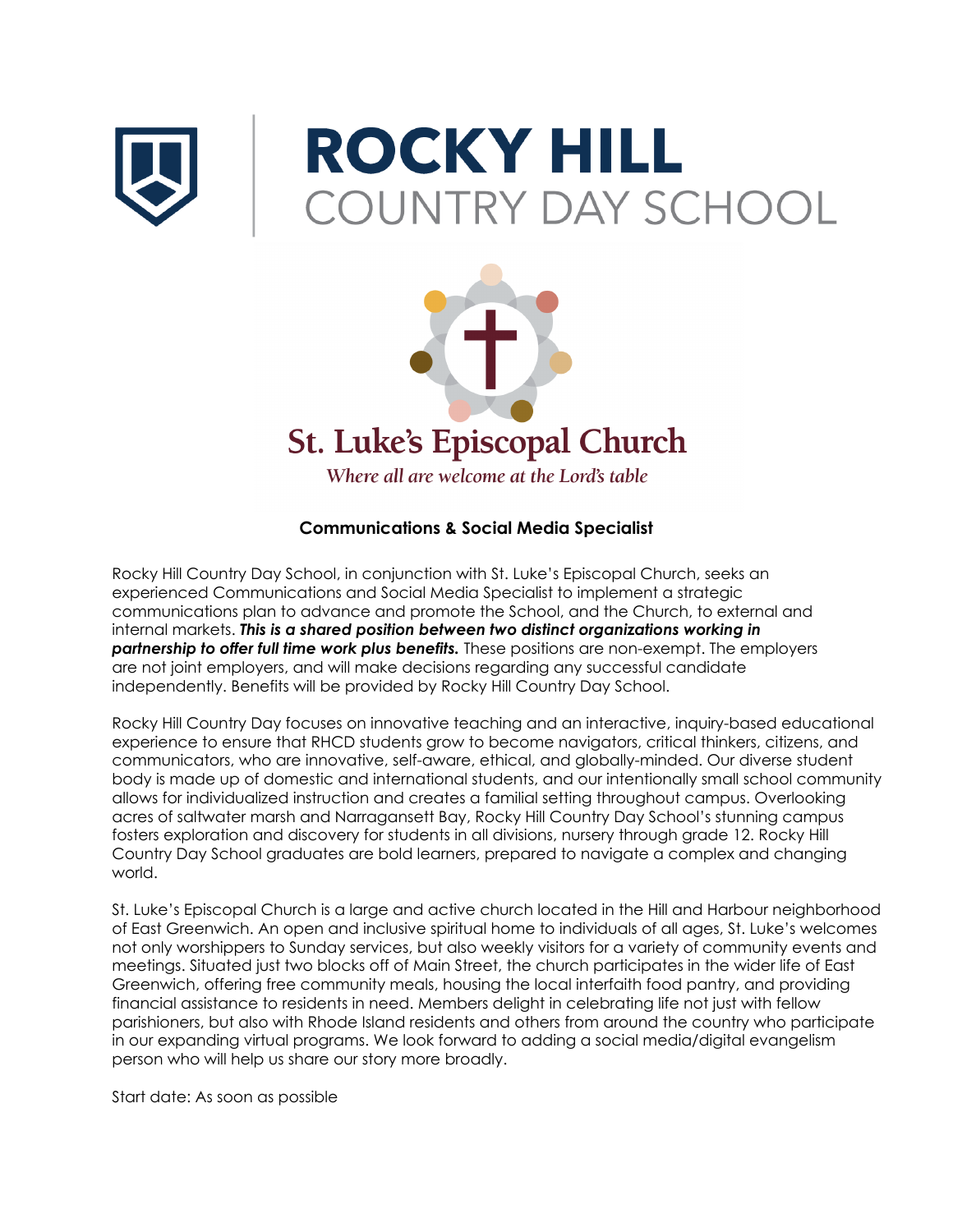# ROCKY HILL
COUNTRY DAY SCHOOL

**St. Luke's Episcopal Church**

*Where all are welcome at the Lord's table*

## Communications & Social Media Specialist

Rocky Hill Country Day School, in conjunction with St. Luke's Episcopal Church, seeks an experienced Communications and Social Media Specialist to implement a strategic communications plan to advance and promote the School, and the Church, to external and internal markets. ***This is a shared position between two distinct organizations working in partnership to offer full time work plus benefits.*** These positions are non-exempt. The employers are not joint employers, and will make decisions regarding any successful candidate independently. Benefits will be provided by Rocky Hill Country Day School.

Rocky Hill Country Day focuses on innovative teaching and an interactive, inquiry-based educational experience to ensure that RHCD students grow to become navigators, critical thinkers, citizens, and communicators, who are innovative, self-aware, ethical, and globally-minded. Our diverse student body is made up of domestic and international students, and our intentionally small school community allows for individualized instruction and creates a familial setting throughout campus. Overlooking acres of saltwater marsh and Narragansett Bay, Rocky Hill Country Day School's stunning campus fosters exploration and discovery for students in all divisions, nursery through grade 12. Rocky Hill Country Day School graduates are bold learners, prepared to navigate a complex and changing world.

St. Luke's Episcopal Church is a large and active church located in the Hill and Harbour neighborhood of East Greenwich. An open and inclusive spiritual home to individuals of all ages, St. Luke's welcomes not only worshippers to Sunday services, but also weekly visitors for a variety of community events and meetings. Situated just two blocks off of Main Street, the church participates in the wider life of East Greenwich, offering free community meals, housing the local interfaith food pantry, and providing financial assistance to residents in need. Members delight in celebrating life not just with fellow parishioners, but also with Rhode Island residents and others from around the country who participate in our expanding virtual programs. We look forward to adding a social media/digital evangelism person who will help us share our story more broadly.

Start date: As soon as possible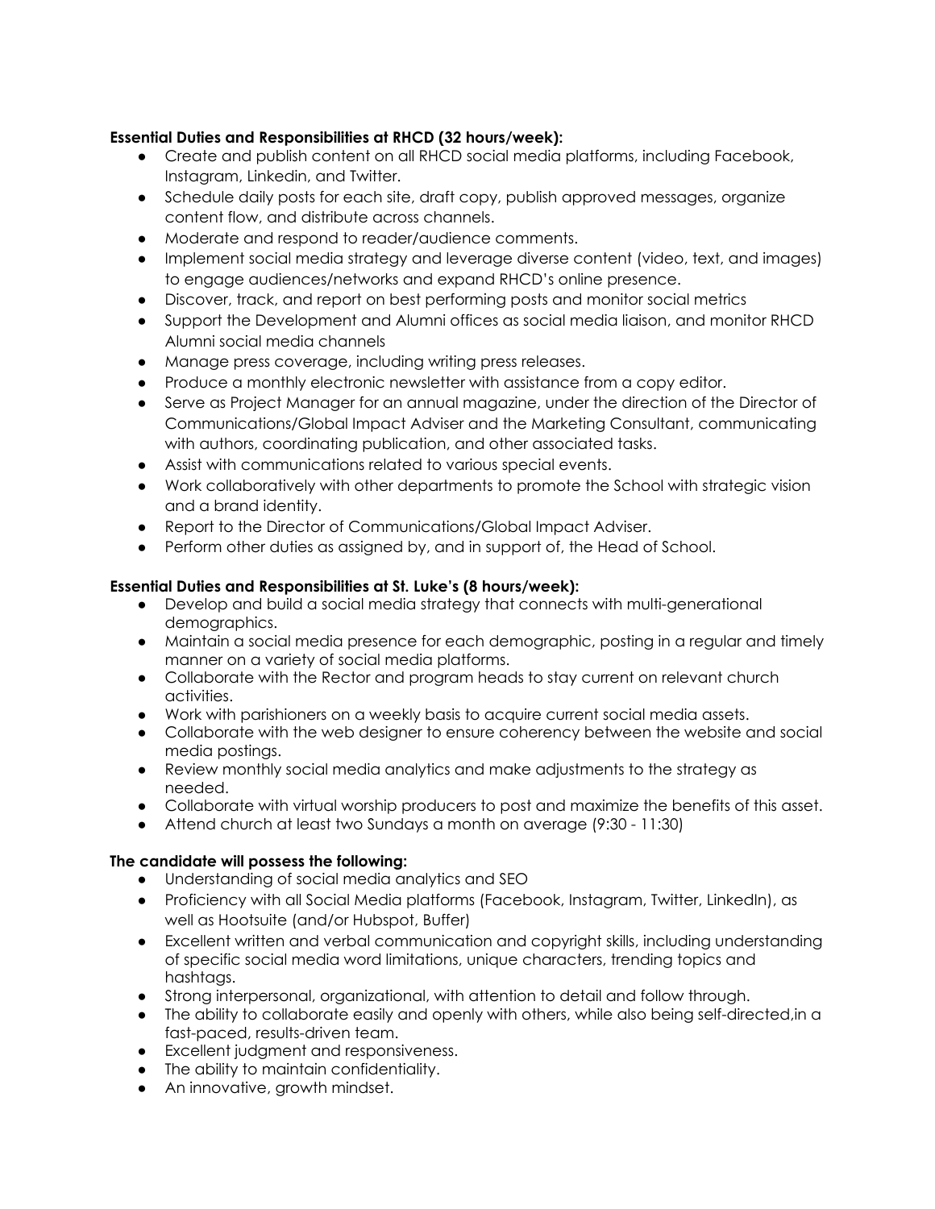**Essential Duties and Responsibilities at RHCD (32 hours/week):**

- Create and publish content on all RHCD social media platforms, including Facebook, Instagram, Linkedin, and Twitter.
- Schedule daily posts for each site, draft copy, publish approved messages, organize content flow, and distribute across channels.
- Moderate and respond to reader/audience comments.
- Implement social media strategy and leverage diverse content (video, text, and images) to engage audiences/networks and expand RHCD's online presence.
- Discover, track, and report on best performing posts and monitor social metrics
- Support the Development and Alumni offices as social media liaison, and monitor RHCD Alumni social media channels
- Manage press coverage, including writing press releases.
- Produce a monthly electronic newsletter with assistance from a copy editor.
- Serve as Project Manager for an annual magazine, under the direction of the Director of Communications/Global Impact Adviser and the Marketing Consultant, communicating with authors, coordinating publication, and other associated tasks.
- Assist with communications related to various special events.
- Work collaboratively with other departments to promote the School with strategic vision and a brand identity.
- Report to the Director of Communications/Global Impact Adviser.
- Perform other duties as assigned by, and in support of, the Head of School.

**Essential Duties and Responsibilities at St. Luke's (8 hours/week):**

- Develop and build a social media strategy that connects with multi-generational demographics.
- Maintain a social media presence for each demographic, posting in a regular and timely manner on a variety of social media platforms.
- Collaborate with the Rector and program heads to stay current on relevant church activities.
- Work with parishioners on a weekly basis to acquire current social media assets.
- Collaborate with the web designer to ensure coherency between the website and social media postings.
- Review monthly social media analytics and make adjustments to the strategy as needed.
- Collaborate with virtual worship producers to post and maximize the benefits of this asset.
- Attend church at least two Sundays a month on average (9:30 - 11:30)

**The candidate will possess the following:**

- Understanding of social media analytics and SEO
- Proficiency with all Social Media platforms (Facebook, Instagram, Twitter, LinkedIn), as well as Hootsuite (and/or Hubspot, Buffer)
- Excellent written and verbal communication and copyright skills, including understanding of specific social media word limitations, unique characters, trending topics and hashtags.
- Strong interpersonal, organizational, with attention to detail and follow through.
- The ability to collaborate easily and openly with others, while also being self-directed,in a fast-paced, results-driven team.
- Excellent judgment and responsiveness.
- The ability to maintain confidentiality.
- An innovative, growth mindset.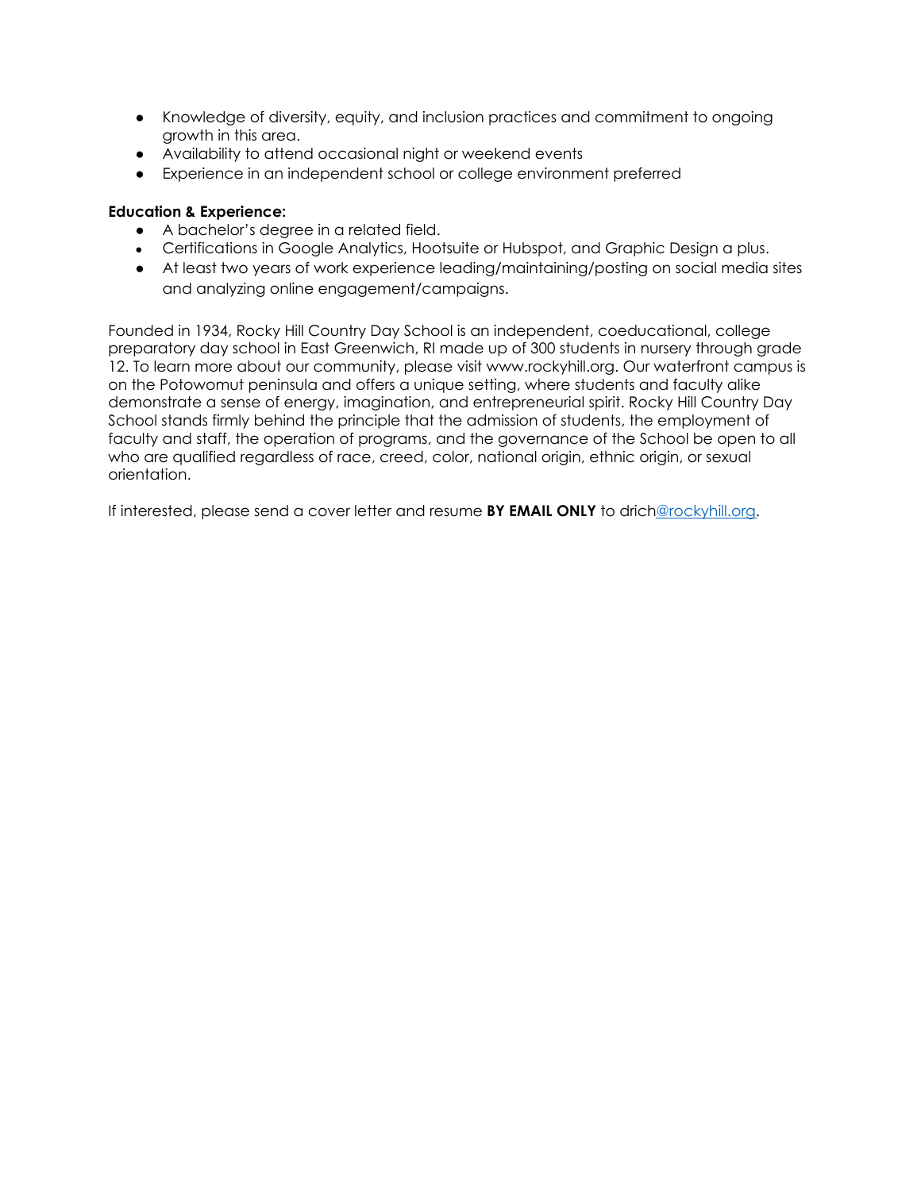- Knowledge of diversity, equity, and inclusion practices and commitment to ongoing growth in this area.
- Availability to attend occasional night or weekend events
- Experience in an independent school or college environment preferred

**Education & Experience:**

- A bachelor's degree in a related field.
- Certifications in Google Analytics, Hootsuite or Hubspot, and Graphic Design a plus.
- At least two years of work experience leading/maintaining/posting on social media sites and analyzing online engagement/campaigns.

Founded in 1934, Rocky Hill Country Day School is an independent, coeducational, college preparatory day school in East Greenwich, RI made up of 300 students in nursery through grade 12. To learn more about our community, please visit www.rockyhill.org. Our waterfront campus is on the Potowomut peninsula and offers a unique setting, where students and faculty alike demonstrate a sense of energy, imagination, and entrepreneurial spirit. Rocky Hill Country Day School stands firmly behind the principle that the admission of students, the employment of faculty and staff, the operation of programs, and the governance of the School be open to all who are qualified regardless of race, creed, color, national origin, ethnic origin, or sexual orientation.

If interested, please send a cover letter and resume **BY EMAIL ONLY** to drich@rockyhill.org.